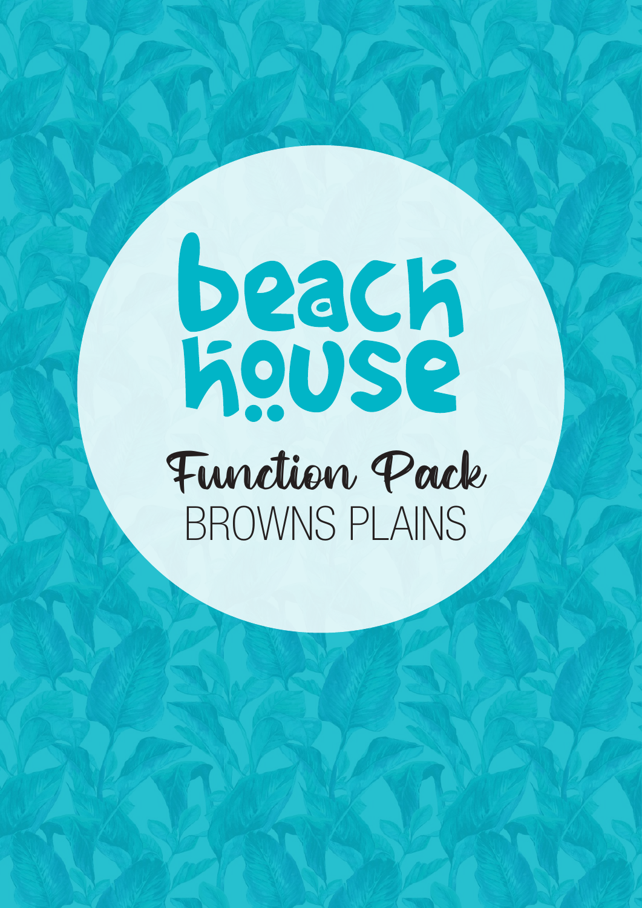# beach house

## Function Pack

BROWNS PLAINS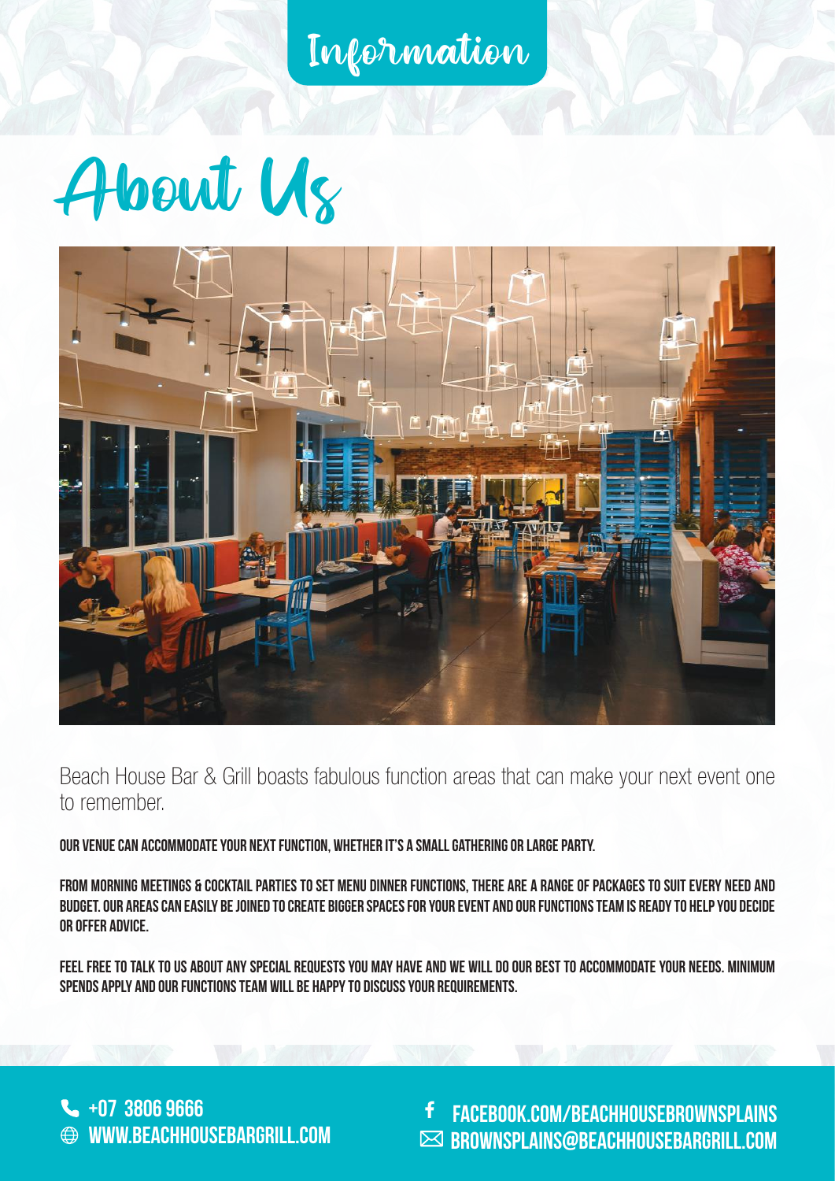Information

# About Us

Beach House Bar & Grill boasts fabulous function areas that can make your next event one to remember.

**OUR VENUE CAN ACCOMMODATE YOUR NEXT FUNCTION, WHETHER IT'S A SMALL GATHERING OR LARGE PARTY.**

**FROM MORNING MEETINGS & COCKTAIL PARTIES TO SET MENU DINNER FUNCTIONS, THERE ARE A RANGE OF PACKAGES TO SUIT EVERY NEED AND BUDGET. OUR AREAS CAN EASILY BE JOINED TO CREATE BIGGER SPACES FOR YOUR EVENT AND OUR FUNCTIONS TEAM IS READY TO HELP YOU DECIDE OR OFFER ADVICE.**

**FEEL FREE TO TALK TO US ABOUT ANY SPECIAL REQUESTS YOU MAY HAVE AND WE WILL DO OUR BEST TO ACCOMMODATE YOUR NEEDS. MINIMUM SPENDS APPLY AND OUR FUNCTIONS TEAM WILL BE HAPPY TO DISCUSS YOUR REQUIREMENTS.**

+07 3806 9666
WWW.BEACHHOUSEBARGRILL.COM
FACEBOOK.COM/BEACHHOUSEBROWNSPLAINS
BROWNSPLAINS@BEACHHOUSEBARGRILL.COM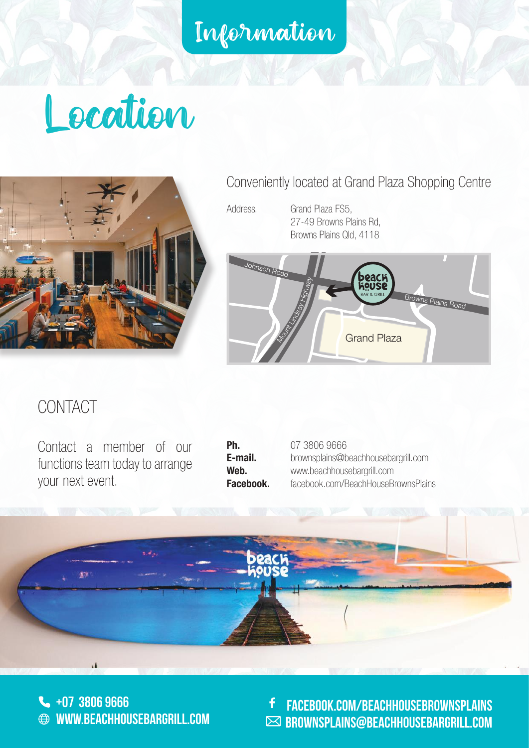# Information

## Location

Conveniently located at Grand Plaza Shopping Centre

Address. Grand Plaza FS5,
27-49 Browns Plains Rd,
Browns Plains Qld, 4118

## CONTACT

Contact a member of our functions team today to arrange your next event.

**Ph.** 07 3806 9666
**E-mail.** brownsplains@beachhousebargrill.com
**Web.** www.beachhousebargrill.com
**Facebook.** facebook.com/BeachHouseBrownsPlains

+07 3806 9666
WWW.BEACHHOUSEBARGRILL.COM
FACEBOOK.COM/BEACHHOUSEBROWNSPLAINS
BROWNSPLAINS@BEACHHOUSEBARGRILL.COM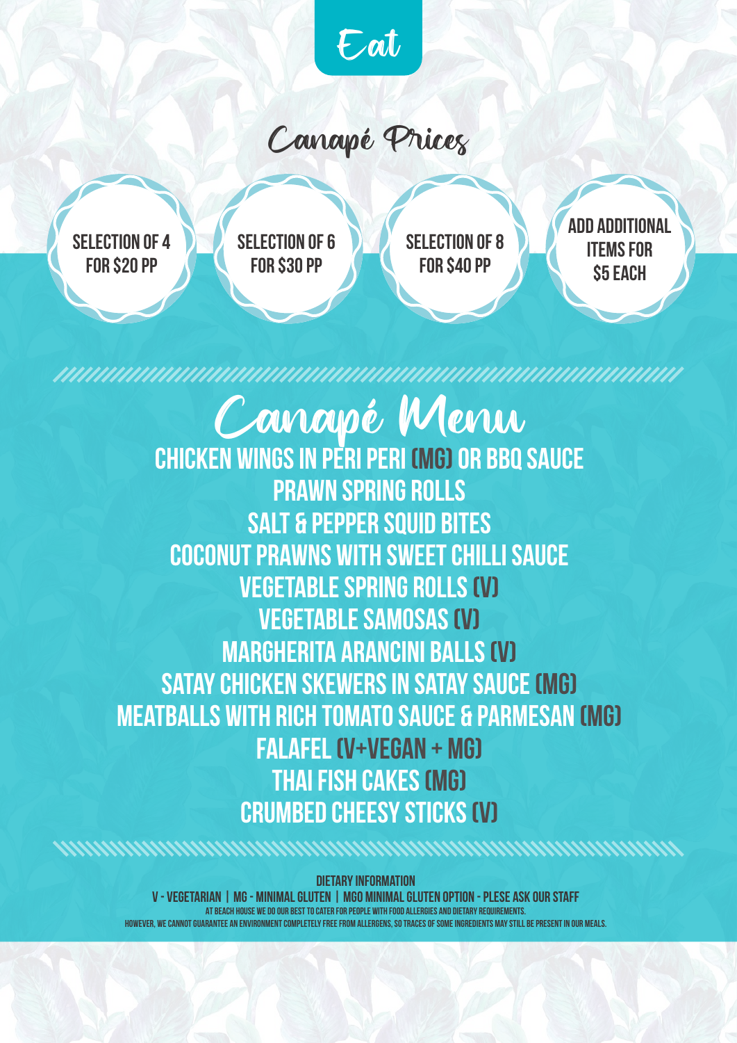# Eat

## Canapé Prices

- SELECTION OF 4 FOR $20 PP
- SELECTION OF 6 FOR $30 PP
- SELECTION OF 8 FOR $40 PP
- ADD ADDITIONAL ITEMS FOR $5 EACH

## Canapé Menu

CHICKEN WINGS IN PERI PERI (MG) OR BBQ SAUCE

PRAWN SPRING ROLLS

SALT & PEPPER SQUID BITES

COCONUT PRAWNS WITH SWEET CHILLI SAUCE

VEGETABLE SPRING ROLLS (V)

VEGETABLE SAMOSAS (V)

MARGHERITA ARANCINI BALLS (V)

SATAY CHICKEN SKEWERS IN SATAY SAUCE (MG)

MEATBALLS WITH RICH TOMATO SAUCE & PARMESAN (MG)

FALAFEL (V+VEGAN + MG)

THAI FISH CAKES (MG)

CRUMBED CHEESY STICKS (V)

**DIETARY INFORMATION**

V - VEGETARIAN | MG - MINIMAL GLUTEN | MGO MINIMAL GLUTEN OPTION - PLESE ASK OUR STAFF

AT BEACH HOUSE WE DO OUR BEST TO CATER FOR PEOPLE WITH FOOD ALLERGIES AND DIETARY REQUIREMENTS.

HOWEVER, WE CANNOT GUARANTEE AN ENVIRONMENT COMPLETELY FREE FROM ALLERGENS, SO TRACES OF SOME INGREDIENTS MAY STILL BE PRESENT IN OUR MEALS.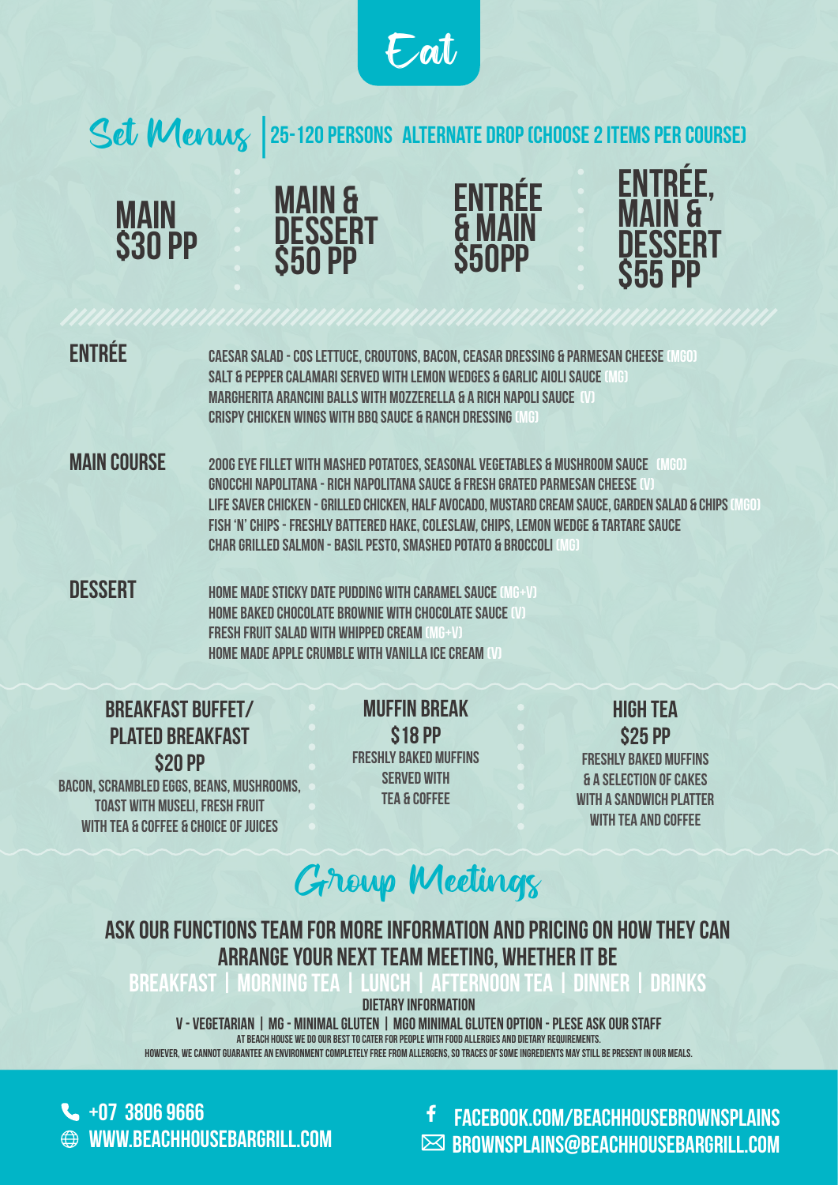# Eat

## Set Menus

25-120 PERSONS ALTERNATE DROP (CHOOSE 2 ITEMS PER COURSE)

**MAIN $30 PP**

**MAIN & DESSERT $50 PP**

**ENTRÉE & MAIN $50PP**

**ENTRÉE, MAIN & DESSERT $55 PP**

### ENTRÉE

- CAESAR SALAD - COS LETTUCE, CROUTONS, BACON, CEASAR DRESSING & PARMESAN CHEESE (MGO)
- SALT & PEPPER CALAMARI SERVED WITH LEMON WEDGES & GARLIC AIOLI SAUCE (MG)
- MARGHERITA ARANCINI BALLS WITH MOZZERELLA & A RICH NAPOLI SAUCE (V)
- CRISPY CHICKEN WINGS WITH BBQ SAUCE & RANCH DRESSING (MG)

### MAIN COURSE

- 200G EYE FILLET WITH MASHED POTATOES, SEASONAL VEGETABLES & MUSHROOM SAUCE (MGO)
- GNOCCHI NAPOLITANA - RICH NAPOLITANA SAUCE & FRESH GRATED PARMESAN CHEESE (V)
- LIFE SAVER CHICKEN - GRILLED CHICKEN, HALF AVOCADO, MUSTARD CREAM SAUCE, GARDEN SALAD & CHIPS (MGO)
- FISH 'N' CHIPS - FRESHLY BATTERED HAKE, COLESLAW, CHIPS, LEMON WEDGE & TARTARE SAUCE
- CHAR GRILLED SALMON - BASIL PESTO, SMASHED POTATO & BROCCOLI (MG)

### DESSERT

- HOME MADE STICKY DATE PUDDING WITH CARAMEL SAUCE (MG+V)
- HOME BAKED CHOCOLATE BROWNIE WITH CHOCOLATE SAUCE (V)
- FRESH FRUIT SALAD WITH WHIPPED CREAM (MG+V)
- HOME MADE APPLE CRUMBLE WITH VANILLA ICE CREAM (V)

### BREAKFAST BUFFET/ PLATED BREAKFAST $20 PP

BACON, SCRAMBLED EGGS, BEANS, MUSHROOMS, TOAST WITH MUSELI, FRESH FRUIT WITH TEA & COFFEE & CHOICE OF JUICES

### MUFFIN BREAK $18 PP

FRESHLY BAKED MUFFINS SERVED WITH TEA & COFFEE

### HIGH TEA $25 PP

FRESHLY BAKED MUFFINS & A SELECTION OF CAKES WITH A SANDWICH PLATTER WITH TEA AND COFFEE

## Group Meetings

ASK OUR FUNCTIONS TEAM FOR MORE INFORMATION AND PRICING ON HOW THEY CAN ARRANGE YOUR NEXT TEAM MEETING, WHETHER IT BE

BREAKFAST | MORNING TEA | LUNCH | AFTERNOON TEA | DINNER | DRINKS

**DIETARY INFORMATION**

V - VEGETARIAN | MG - MINIMAL GLUTEN | MGO MINIMAL GLUTEN OPTION - PLESE ASK OUR STAFF

AT BEACH HOUSE WE DO OUR BEST TO CATER FOR PEOPLE WITH FOOD ALLERGIES AND DIETARY REQUIREMENTS. HOWEVER, WE CANNOT GUARANTEE AN ENVIRONMENT COMPLETELY FREE FROM ALLERGENS, SO TRACES OF SOME INGREDIENTS MAY STILL BE PRESENT IN OUR MEALS.

+07 3806 9666
WWW.BEACHHOUSEBARGRILL.COM
FACEBOOK.COM/BEACHHOUSEBROWNSPLAINS
BROWNSPLAINS@BEACHHOUSEBARGRILL.COM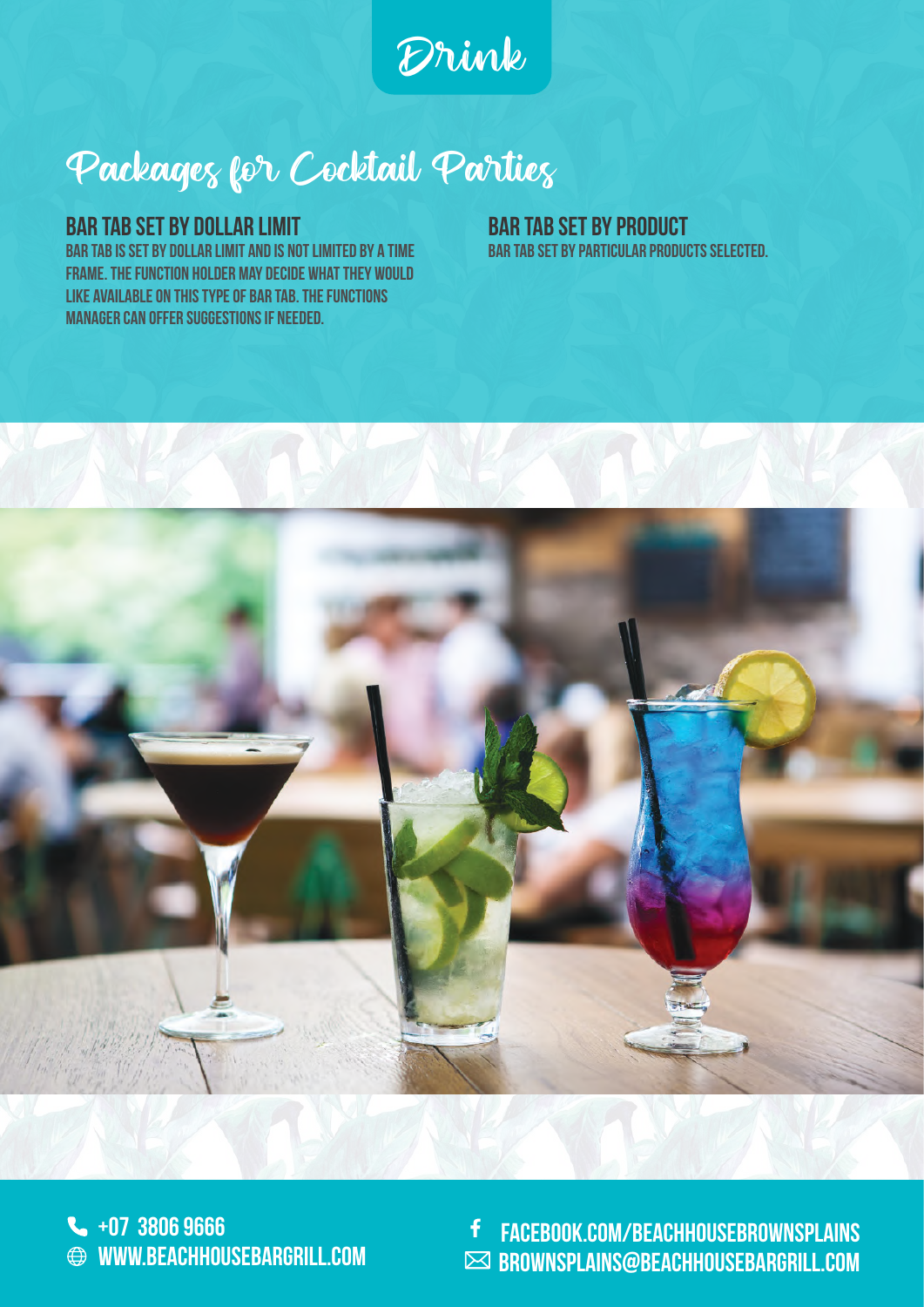# Drink

## Packages for Cocktail Parties

### BAR TAB SET BY DOLLAR LIMIT

BAR TAB IS SET BY DOLLAR LIMIT AND IS NOT LIMITED BY A TIME FRAME. THE FUNCTION HOLDER MAY DECIDE WHAT THEY WOULD LIKE AVAILABLE ON THIS TYPE OF BAR TAB. THE FUNCTIONS MANAGER CAN OFFER SUGGESTIONS IF NEEDED.

### BAR TAB SET BY PRODUCT

BAR TAB SET BY PARTICULAR PRODUCTS SELECTED.

+07 3806 9666
WWW.BEACHHOUSEBARGRILL.COM
FACEBOOK.COM/BEACHHOUSEBROWNSPLAINS
BROWNSPLAINS@BEACHHOUSEBARGRILL.COM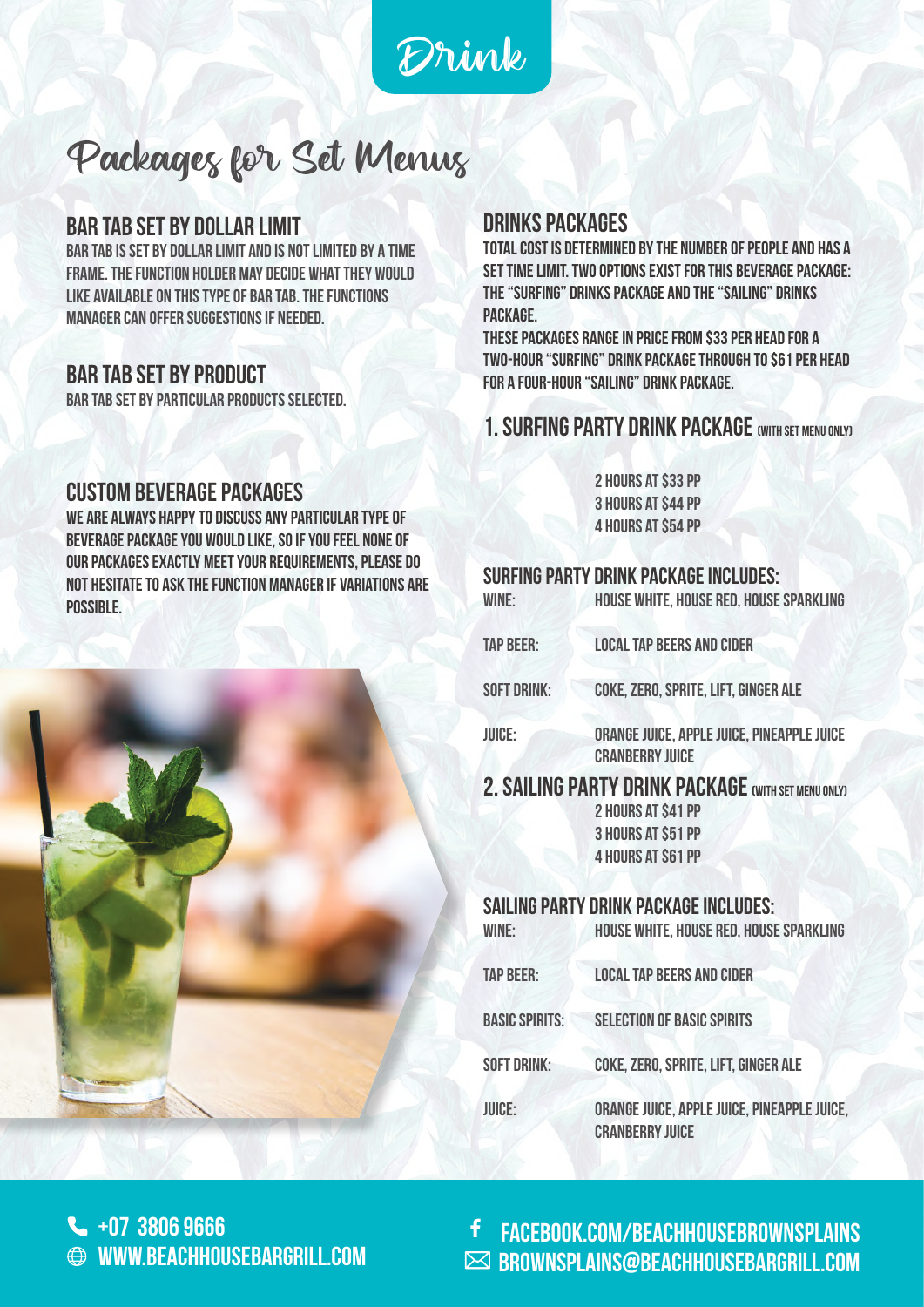# Drink

## Packages for Set Menus

### BAR TAB SET BY DOLLAR LIMIT

BAR TAB IS SET BY DOLLAR LIMIT AND IS NOT LIMITED BY A TIME FRAME. THE FUNCTION HOLDER MAY DECIDE WHAT THEY WOULD LIKE AVAILABLE ON THIS TYPE OF BAR TAB. THE FUNCTIONS MANAGER CAN OFFER SUGGESTIONS IF NEEDED.

### BAR TAB SET BY PRODUCT

BAR TAB SET BY PARTICULAR PRODUCTS SELECTED.

### CUSTOM BEVERAGE PACKAGES

WE ARE ALWAYS HAPPY TO DISCUSS ANY PARTICULAR TYPE OF BEVERAGE PACKAGE YOU WOULD LIKE, SO IF YOU FEEL NONE OF OUR PACKAGES EXACTLY MEET YOUR REQUIREMENTS, PLEASE DO NOT HESITATE TO ASK THE FUNCTION MANAGER IF VARIATIONS ARE POSSIBLE.

### DRINKS PACKAGES

TOTAL COST IS DETERMINED BY THE NUMBER OF PEOPLE AND HAS A SET TIME LIMIT. TWO OPTIONS EXIST FOR THIS BEVERAGE PACKAGE: THE "SURFING" DRINKS PACKAGE AND THE "SAILING" DRINKS PACKAGE.

THESE PACKAGES RANGE IN PRICE FROM $33 PER HEAD FOR A TWO-HOUR "SURFING" DRINK PACKAGE THROUGH TO $61 PER HEAD FOR A FOUR-HOUR "SAILING" DRINK PACKAGE.

### 1. SURFING PARTY DRINK PACKAGE (WITH SET MENU ONLY)

2 HOURS AT $33 PP
3 HOURS AT $44 PP
4 HOURS AT $54 PP

**SURFING PARTY DRINK PACKAGE INCLUDES:**

| | |
|---|---|
| WINE: | HOUSE WHITE, HOUSE RED, HOUSE SPARKLING |
| TAP BEER: | LOCAL TAP BEERS AND CIDER |
| SOFT DRINK: | COKE, ZERO, SPRITE, LIFT, GINGER ALE |
| JUICE: | ORANGE JUICE, APPLE JUICE, PINEAPPLE JUICE CRANBERRY JUICE |

### 2. SAILING PARTY DRINK PACKAGE (WITH SET MENU ONLY)

2 HOURS AT $41 PP
3 HOURS AT $51 PP
4 HOURS AT $61 PP

**SAILING PARTY DRINK PACKAGE INCLUDES:**

| | |
|---|---|
| WINE: | HOUSE WHITE, HOUSE RED, HOUSE SPARKLING |
| TAP BEER: | LOCAL TAP BEERS AND CIDER |
| BASIC SPIRITS: | SELECTION OF BASIC SPIRITS |
| SOFT DRINK: | COKE, ZERO, SPRITE, LIFT, GINGER ALE |
| JUICE: | ORANGE JUICE, APPLE JUICE, PINEAPPLE JUICE, CRANBERRY JUICE |

+07 3806 9666
WWW.BEACHHOUSEBARGRILL.COM
FACEBOOK.COM/BEACHHOUSEBROWNSPLAINS
BROWNSPLAINS@BEACHHOUSEBARGRILL.COM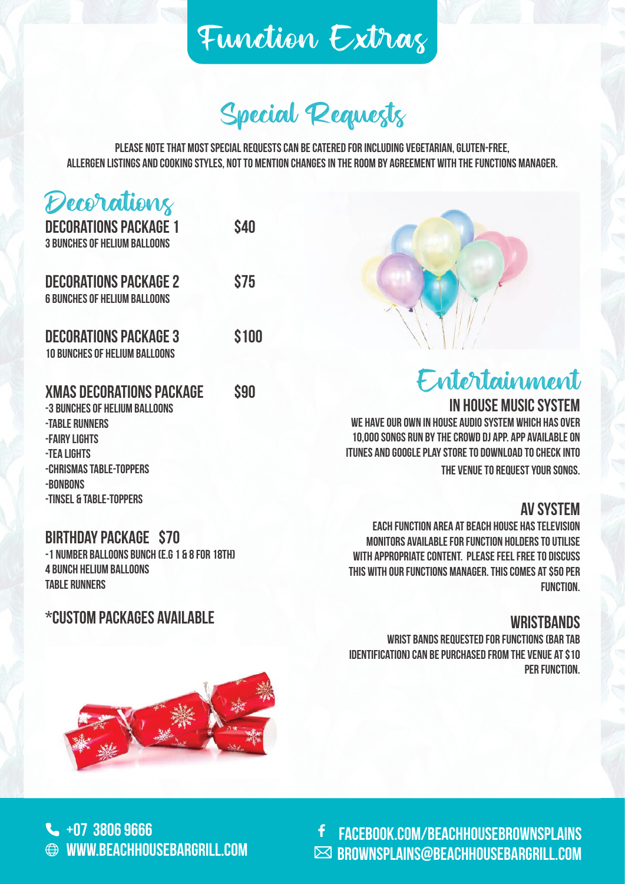# Function Extras

## Special Requests

PLEASE NOTE THAT MOST SPECIAL REQUESTS CAN BE CATERED FOR INCLUDING VEGETARIAN, GLUTEN-FREE, ALLERGEN LISTINGS AND COOKING STYLES, NOT TO MENTION CHANGES IN THE ROOM BY AGREEMENT WITH THE FUNCTIONS MANAGER.

## Decorations

### DECORATIONS PACKAGE 1 — $40
3 BUNCHES OF HELIUM BALLOONS

### DECORATIONS PACKAGE 2 — $75
6 BUNCHES OF HELIUM BALLOONS

### DECORATIONS PACKAGE 3 — $100
10 BUNCHES OF HELIUM BALLOONS

### XMAS DECORATIONS PACKAGE — $90
- 3 BUNCHES OF HELIUM BALLOONS
- TABLE RUNNERS
- FAIRY LIGHTS
- TEA LIGHTS
- CHRISMAS TABLE-TOPPERS
- BONBONS
- TINSEL & TABLE-TOPPERS

### BIRTHDAY PACKAGE $70
- 1 NUMBER BALLOONS BUNCH (E.G 1 & 8 FOR 18TH)

4 BUNCH HELIUM BALLOONS
TABLE RUNNERS

### *CUSTOM PACKAGES AVAILABLE

## Entertainment

### IN HOUSE MUSIC SYSTEM
WE HAVE OUR OWN IN HOUSE AUDIO SYSTEM WHICH HAS OVER 10,000 SONGS RUN BY THE CROWD DJ APP. APP AVAILABLE ON ITUNES AND GOOGLE PLAY STORE TO DOWNLOAD TO CHECK INTO THE VENUE TO REQUEST YOUR SONGS.

### AV SYSTEM
EACH FUNCTION AREA AT BEACH HOUSE HAS TELEVISION MONITORS AVAILABLE FOR FUNCTION HOLDERS TO UTILISE WITH APPROPRIATE CONTENT. PLEASE FEEL FREE TO DISCUSS THIS WITH OUR FUNCTIONS MANAGER. THIS COMES AT $50 PER FUNCTION.

### WRISTBANDS
WRIST BANDS REQUESTED FOR FUNCTIONS (BAR TAB IDENTIFICATION) CAN BE PURCHASED FROM THE VENUE AT $10 PER FUNCTION.

+07 3806 9666
WWW.BEACHHOUSEBARGRILL.COM
FACEBOOK.COM/BEACHHOUSEBROWNSPLAINS
BROWNSPLAINS@BEACHHOUSEBARGRILL.COM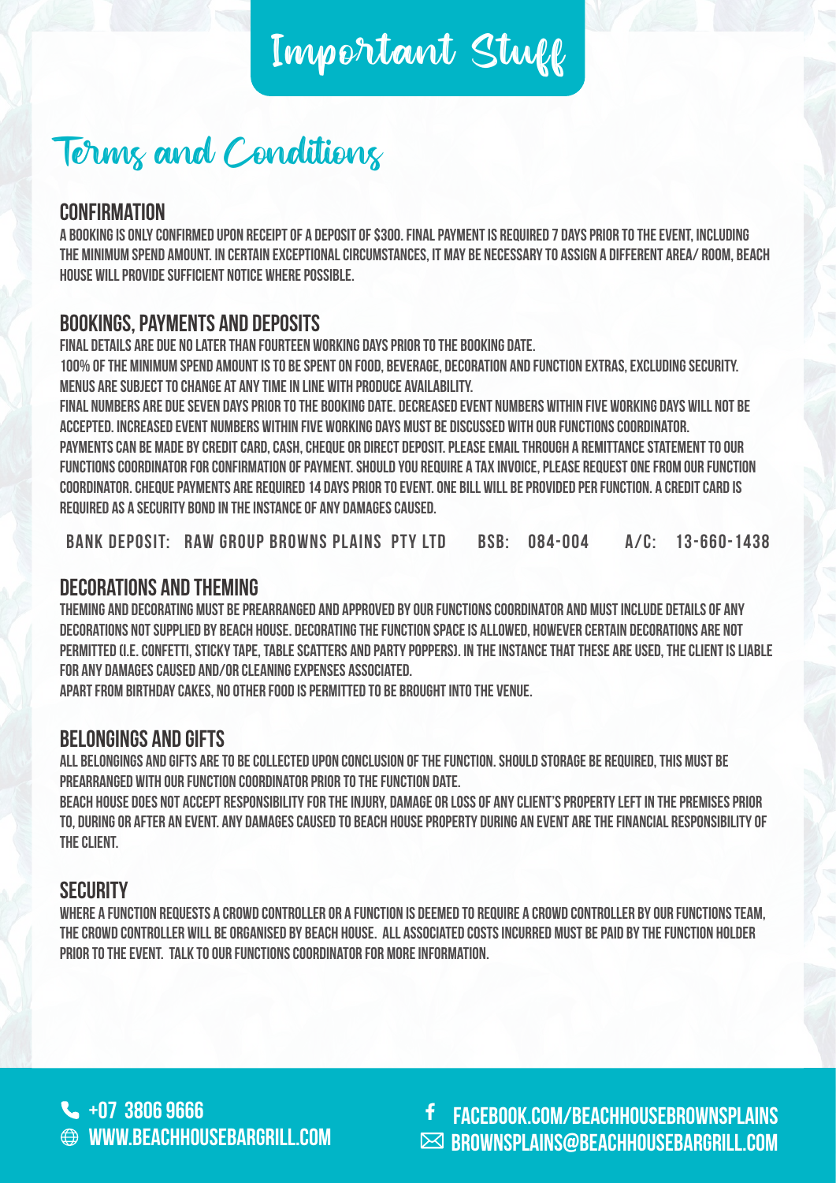# Important Stuff

## Terms and Conditions

### CONFIRMATION

A BOOKING IS ONLY CONFIRMED UPON RECEIPT OF A DEPOSIT OF $300. FINAL PAYMENT IS REQUIRED 7 DAYS PRIOR TO THE EVENT, INCLUDING THE MINIMUM SPEND AMOUNT. IN CERTAIN EXCEPTIONAL CIRCUMSTANCES, IT MAY BE NECESSARY TO ASSIGN A DIFFERENT AREA/ ROOM, BEACH HOUSE WILL PROVIDE SUFFICIENT NOTICE WHERE POSSIBLE.

### BOOKINGS, PAYMENTS AND DEPOSITS

FINAL DETAILS ARE DUE NO LATER THAN FOURTEEN WORKING DAYS PRIOR TO THE BOOKING DATE.

100% OF THE MINIMUM SPEND AMOUNT IS TO BE SPENT ON FOOD, BEVERAGE, DECORATION AND FUNCTION EXTRAS, EXCLUDING SECURITY. MENUS ARE SUBJECT TO CHANGE AT ANY TIME IN LINE WITH PRODUCE AVAILABILITY.

FINAL NUMBERS ARE DUE SEVEN DAYS PRIOR TO THE BOOKING DATE. DECREASED EVENT NUMBERS WITHIN FIVE WORKING DAYS WILL NOT BE ACCEPTED. INCREASED EVENT NUMBERS WITHIN FIVE WORKING DAYS MUST BE DISCUSSED WITH OUR FUNCTIONS COORDINATOR.

PAYMENTS CAN BE MADE BY CREDIT CARD, CASH, CHEQUE OR DIRECT DEPOSIT. PLEASE EMAIL THROUGH A REMITTANCE STATEMENT TO OUR FUNCTIONS COORDINATOR FOR CONFIRMATION OF PAYMENT. SHOULD YOU REQUIRE A TAX INVOICE, PLEASE REQUEST ONE FROM OUR FUNCTION COORDINATOR. CHEQUE PAYMENTS ARE REQUIRED 14 DAYS PRIOR TO EVENT. ONE BILL WILL BE PROVIDED PER FUNCTION. A CREDIT CARD IS REQUIRED AS A SECURITY BOND IN THE INSTANCE OF ANY DAMAGES CAUSED.

BANK DEPOSIT: RAW GROUP BROWNS PLAINS PTY LTD BSB: 084-004 A/C: 13-660-1438

### DECORATIONS AND THEMING

THEMING AND DECORATING MUST BE PREARRANGED AND APPROVED BY OUR FUNCTIONS COORDINATOR AND MUST INCLUDE DETAILS OF ANY DECORATIONS NOT SUPPLIED BY BEACH HOUSE. DECORATING THE FUNCTION SPACE IS ALLOWED, HOWEVER CERTAIN DECORATIONS ARE NOT PERMITTED (I.E. CONFETTI, STICKY TAPE, TABLE SCATTERS AND PARTY POPPERS). IN THE INSTANCE THAT THESE ARE USED, THE CLIENT IS LIABLE FOR ANY DAMAGES CAUSED AND/OR CLEANING EXPENSES ASSOCIATED.

APART FROM BIRTHDAY CAKES, NO OTHER FOOD IS PERMITTED TO BE BROUGHT INTO THE VENUE.

### BELONGINGS AND GIFTS

ALL BELONGINGS AND GIFTS ARE TO BE COLLECTED UPON CONCLUSION OF THE FUNCTION. SHOULD STORAGE BE REQUIRED, THIS MUST BE PREARRANGED WITH OUR FUNCTION COORDINATOR PRIOR TO THE FUNCTION DATE.

BEACH HOUSE DOES NOT ACCEPT RESPONSIBILITY FOR THE INJURY, DAMAGE OR LOSS OF ANY CLIENT'S PROPERTY LEFT IN THE PREMISES PRIOR TO, DURING OR AFTER AN EVENT. ANY DAMAGES CAUSED TO BEACH HOUSE PROPERTY DURING AN EVENT ARE THE FINANCIAL RESPONSIBILITY OF THE CLIENT.

### SECURITY

WHERE A FUNCTION REQUESTS A CROWD CONTROLLER OR A FUNCTION IS DEEMED TO REQUIRE A CROWD CONTROLLER BY OUR FUNCTIONS TEAM, THE CROWD CONTROLLER WILL BE ORGANISED BY BEACH HOUSE. ALL ASSOCIATED COSTS INCURRED MUST BE PAID BY THE FUNCTION HOLDER PRIOR TO THE EVENT. TALK TO OUR FUNCTIONS COORDINATOR FOR MORE INFORMATION.

+07 3806 9666
WWW.BEACHHOUSEBARGRILL.COM
FACEBOOK.COM/BEACHHOUSEBROWNSPLAINS
BROWNSPLAINS@BEACHHOUSEBARGRILL.COM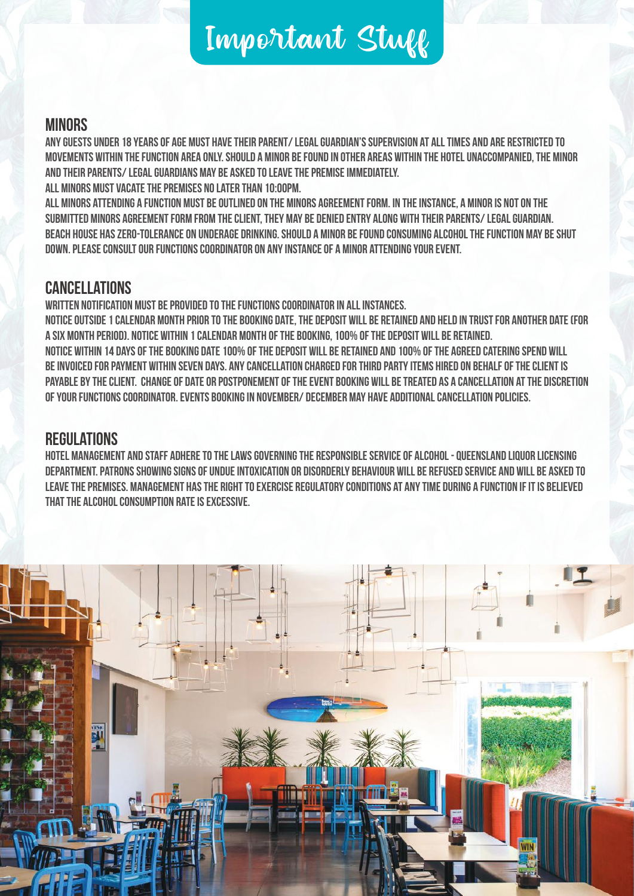# Important Stuff

## MINORS

ANY GUESTS UNDER 18 YEARS OF AGE MUST HAVE THEIR PARENT/ LEGAL GUARDIAN'S SUPERVISION AT ALL TIMES AND ARE RESTRICTED TO MOVEMENTS WITHIN THE FUNCTION AREA ONLY. SHOULD A MINOR BE FOUND IN OTHER AREAS WITHIN THE HOTEL UNACCOMPANIED, THE MINOR AND THEIR PARENTS/ LEGAL GUARDIANS MAY BE ASKED TO LEAVE THE PREMISE IMMEDIATELY.

ALL MINORS MUST VACATE THE PREMISES NO LATER THAN 10:00PM.

ALL MINORS ATTENDING A FUNCTION MUST BE OUTLINED ON THE MINORS AGREEMENT FORM. IN THE INSTANCE, A MINOR IS NOT ON THE SUBMITTED MINORS AGREEMENT FORM FROM THE CLIENT, THEY MAY BE DENIED ENTRY ALONG WITH THEIR PARENTS/ LEGAL GUARDIAN.

BEACH HOUSE HAS ZERO-TOLERANCE ON UNDERAGE DRINKING. SHOULD A MINOR BE FOUND CONSUMING ALCOHOL THE FUNCTION MAY BE SHUT DOWN. PLEASE CONSULT OUR FUNCTIONS COORDINATOR ON ANY INSTANCE OF A MINOR ATTENDING YOUR EVENT.

## CANCELLATIONS

WRITTEN NOTIFICATION MUST BE PROVIDED TO THE FUNCTIONS COORDINATOR IN ALL INSTANCES.

NOTICE OUTSIDE 1 CALENDAR MONTH PRIOR TO THE BOOKING DATE, THE DEPOSIT WILL BE RETAINED AND HELD IN TRUST FOR ANOTHER DATE (FOR A SIX MONTH PERIOD). NOTICE WITHIN 1 CALENDAR MONTH OF THE BOOKING, 100% OF THE DEPOSIT WILL BE RETAINED.

NOTICE WITHIN 14 DAYS OF THE BOOKING DATE 100% OF THE DEPOSIT WILL BE RETAINED AND 100% OF THE AGREED CATERING SPEND WILL BE INVOICED FOR PAYMENT WITHIN SEVEN DAYS. ANY CANCELLATION CHARGED FOR THIRD PARTY ITEMS HIRED ON BEHALF OF THE CLIENT IS PAYABLE BY THE CLIENT. CHANGE OF DATE OR POSTPONEMENT OF THE EVENT BOOKING WILL BE TREATED AS A CANCELLATION AT THE DISCRETION OF YOUR FUNCTIONS COORDINATOR. EVENTS BOOKING IN NOVEMBER/ DECEMBER MAY HAVE ADDITIONAL CANCELLATION POLICIES.

## REGULATIONS

HOTEL MANAGEMENT AND STAFF ADHERE TO THE LAWS GOVERNING THE RESPONSIBLE SERVICE OF ALCOHOL - QUEENSLAND LIQUOR LICENSING DEPARTMENT. PATRONS SHOWING SIGNS OF UNDUE INTOXICATION OR DISORDERLY BEHAVIOUR WILL BE REFUSED SERVICE AND WILL BE ASKED TO LEAVE THE PREMISES. MANAGEMENT HAS THE RIGHT TO EXERCISE REGULATORY CONDITIONS AT ANY TIME DURING A FUNCTION IF IT IS BELIEVED THAT THE ALCOHOL CONSUMPTION RATE IS EXCESSIVE.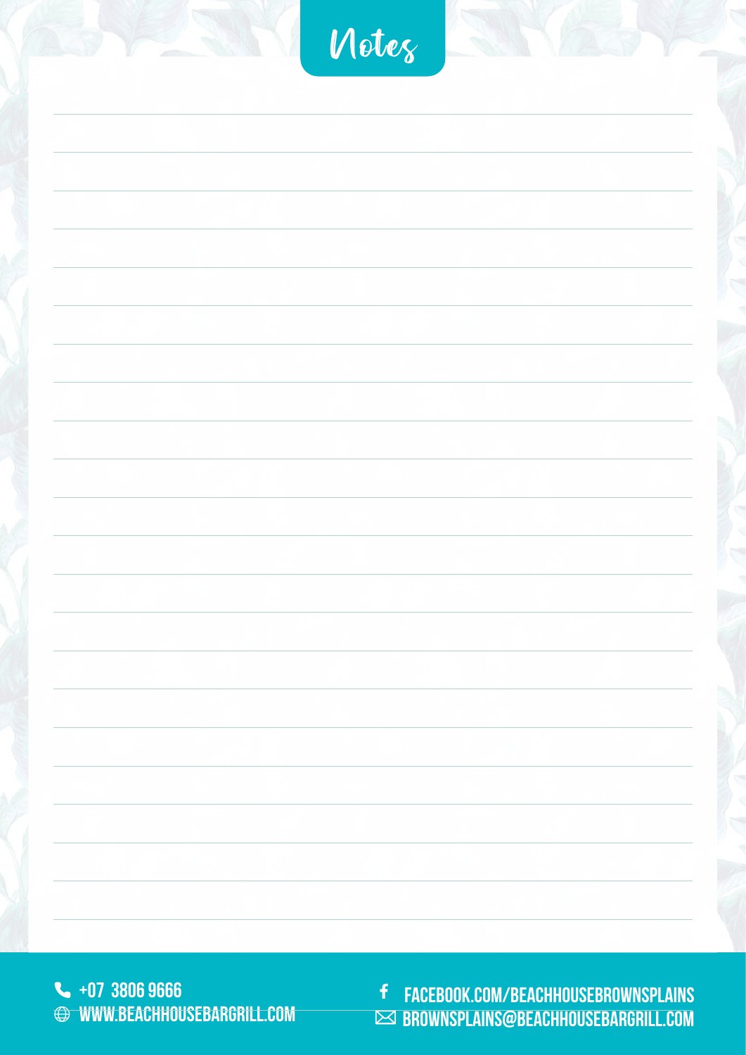# Notes

+07 3806 9666

WWW.BEACHHOUSEBARGRILL.COM

FACEBOOK.COM/BEACHHOUSEBROWNSPLAINS

BROWNSPLAINS@BEACHHOUSEBARGRILL.COM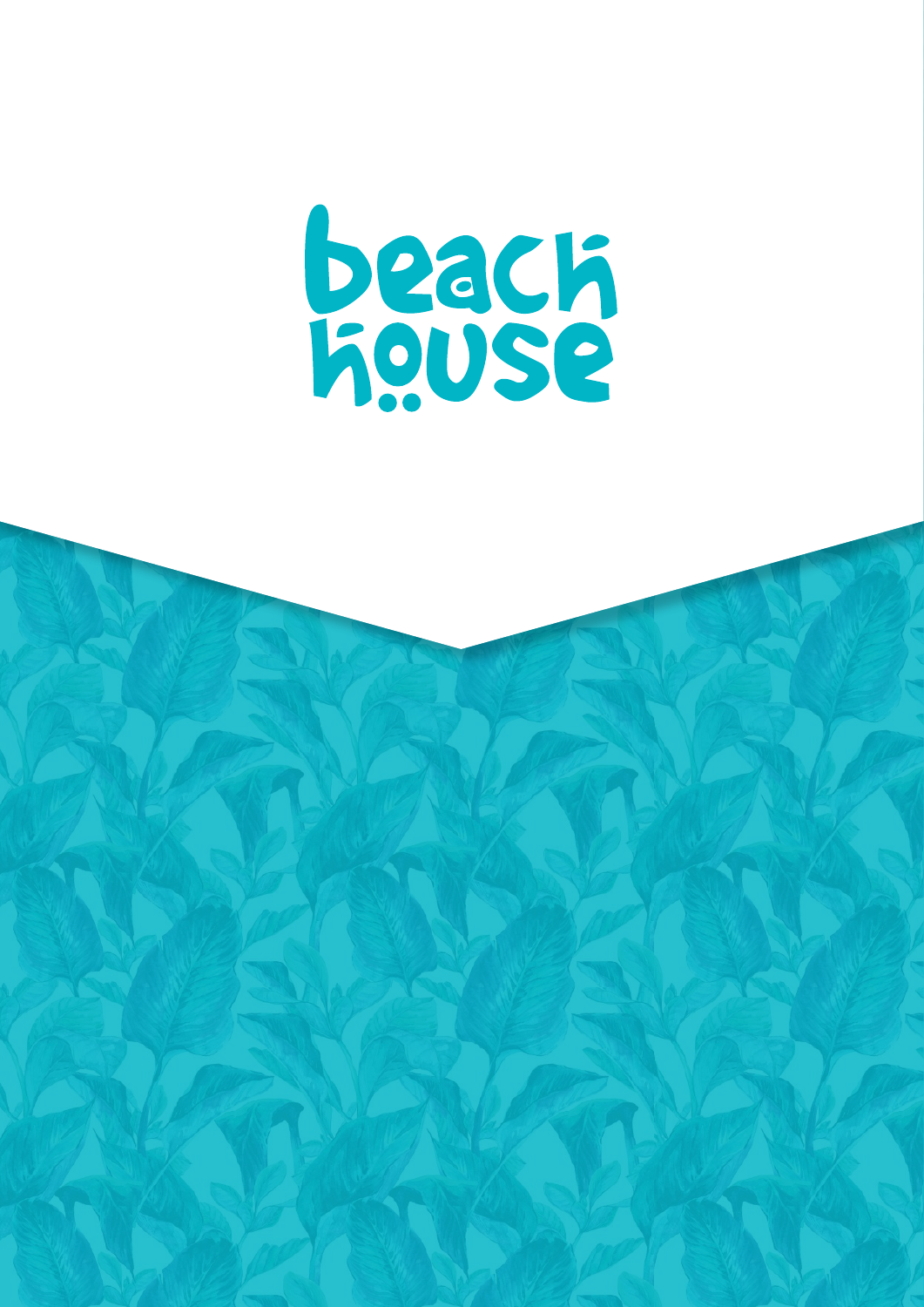beach house